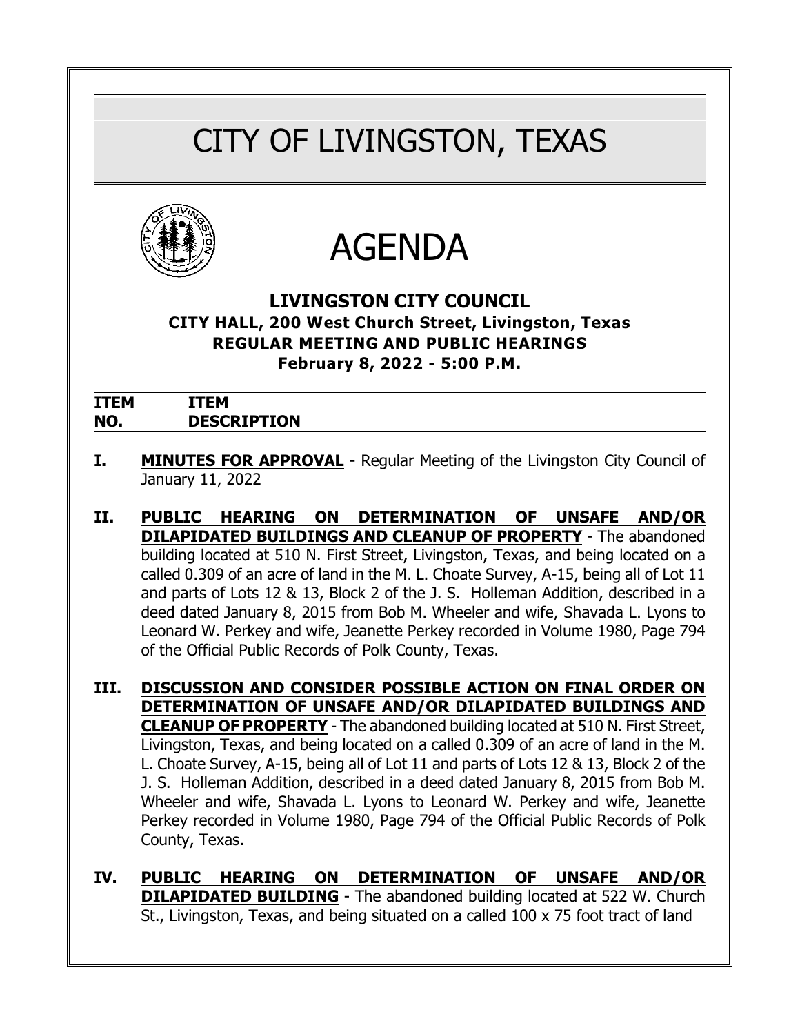# CITY OF LIVINGSTON, TEXAS

# AGENDA

## LIVINGSTON CITY COUNCIL

**CITY HALL, 200 West Church Street, Livingston, Texas**
**REGULAR MEETING AND PUBLIC HEARINGS**
**February 8, 2022 - 5:00 P.M.**

| ITEM NO. | ITEM DESCRIPTION |
|---|---|

**I.** **MINUTES FOR APPROVAL** - Regular Meeting of the Livingston City Council of January 11, 2022

**II.** **PUBLIC HEARING ON DETERMINATION OF UNSAFE AND/OR DILAPIDATED BUILDINGS AND CLEANUP OF PROPERTY** - The abandoned building located at 510 N. First Street, Livingston, Texas, and being located on a called 0.309 of an acre of land in the M. L. Choate Survey, A-15, being all of Lot 11 and parts of Lots 12 & 13, Block 2 of the J. S. Holleman Addition, described in a deed dated January 8, 2015 from Bob M. Wheeler and wife, Shavada L. Lyons to Leonard W. Perkey and wife, Jeanette Perkey recorded in Volume 1980, Page 794 of the Official Public Records of Polk County, Texas.

**III.** **DISCUSSION AND CONSIDER POSSIBLE ACTION ON FINAL ORDER ON DETERMINATION OF UNSAFE AND/OR DILAPIDATED BUILDINGS AND CLEANUP OF PROPERTY** - The abandoned building located at 510 N. First Street, Livingston, Texas, and being located on a called 0.309 of an acre of land in the M. L. Choate Survey, A-15, being all of Lot 11 and parts of Lots 12 & 13, Block 2 of the J. S. Holleman Addition, described in a deed dated January 8, 2015 from Bob M. Wheeler and wife, Shavada L. Lyons to Leonard W. Perkey and wife, Jeanette Perkey recorded in Volume 1980, Page 794 of the Official Public Records of Polk County, Texas.

**IV.** **PUBLIC HEARING ON DETERMINATION OF UNSAFE AND/OR DILAPIDATED BUILDING** - The abandoned building located at 522 W. Church St., Livingston, Texas, and being situated on a called 100 x 75 foot tract of land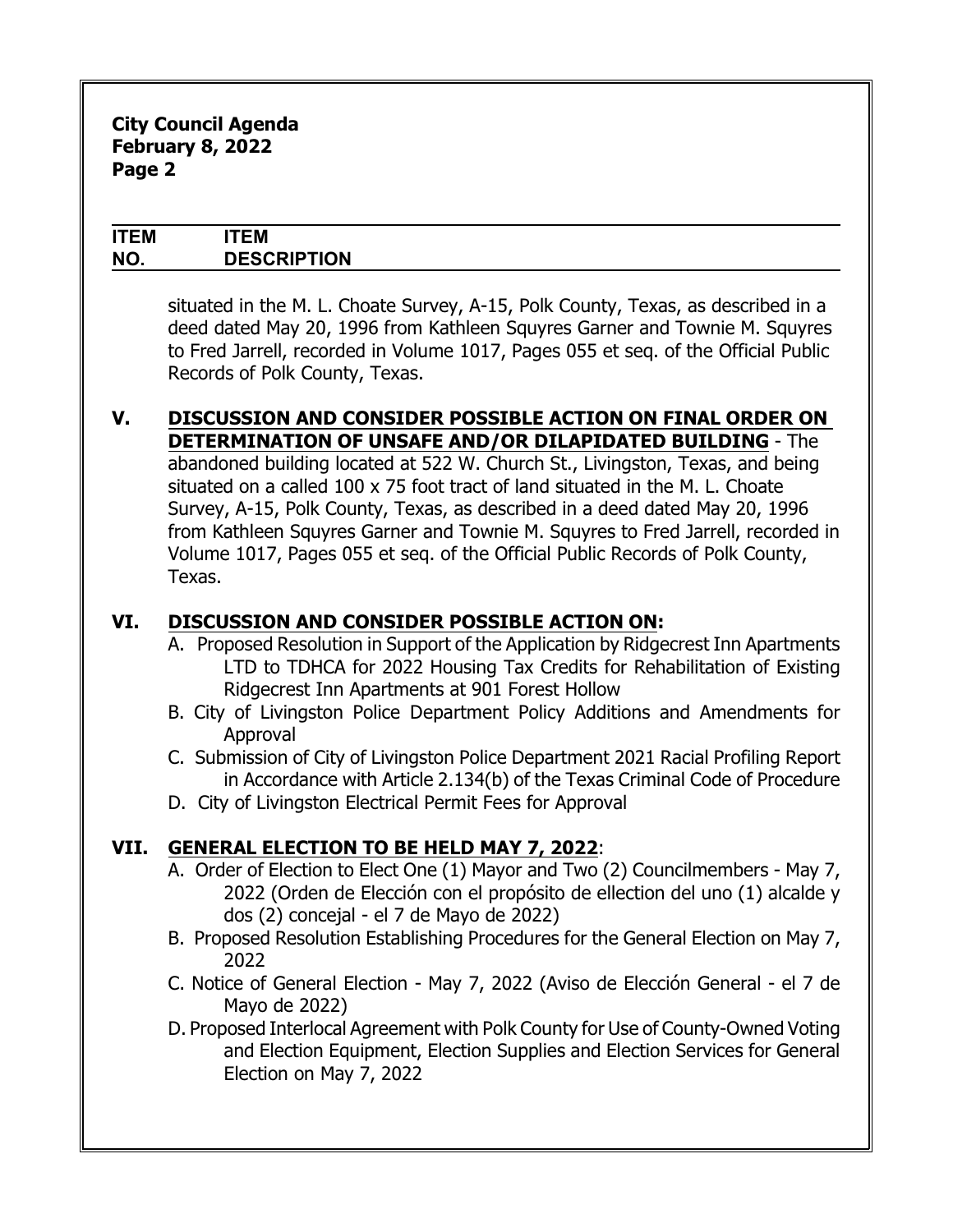| ITEM NO. | ITEM DESCRIPTION |
| --- | --- |

situated in the M. L. Choate Survey, A-15, Polk County, Texas, as described in a deed dated May 20, 1996 from Kathleen Squyres Garner and Townie M. Squyres to Fred Jarrell, recorded in Volume 1017, Pages 055 et seq. of the Official Public Records of Polk County, Texas.

**V. DISCUSSION AND CONSIDER POSSIBLE ACTION ON FINAL ORDER ON DETERMINATION OF UNSAFE AND/OR DILAPIDATED BUILDING** - The abandoned building located at 522 W. Church St., Livingston, Texas, and being situated on a called 100 x 75 foot tract of land situated in the M. L. Choate Survey, A-15, Polk County, Texas, as described in a deed dated May 20, 1996 from Kathleen Squyres Garner and Townie M. Squyres to Fred Jarrell, recorded in Volume 1017, Pages 055 et seq. of the Official Public Records of Polk County, Texas.

**VI. DISCUSSION AND CONSIDER POSSIBLE ACTION ON:**

A. Proposed Resolution in Support of the Application by Ridgecrest Inn Apartments LTD to TDHCA for 2022 Housing Tax Credits for Rehabilitation of Existing Ridgecrest Inn Apartments at 901 Forest Hollow

B. City of Livingston Police Department Policy Additions and Amendments for Approval

C. Submission of City of Livingston Police Department 2021 Racial Profiling Report in Accordance with Article 2.134(b) of the Texas Criminal Code of Procedure

D. City of Livingston Electrical Permit Fees for Approval

**VII. GENERAL ELECTION TO BE HELD MAY 7, 2022:**

A. Order of Election to Elect One (1) Mayor and Two (2) Councilmembers - May 7, 2022 (Orden de Elección con el propósito de ellection del uno (1) alcalde y dos (2) concejal - el 7 de Mayo de 2022)

B. Proposed Resolution Establishing Procedures for the General Election on May 7, 2022

C. Notice of General Election - May 7, 2022 (Aviso de Elección General - el 7 de Mayo de 2022)

D. Proposed Interlocal Agreement with Polk County for Use of County-Owned Voting and Election Equipment, Election Supplies and Election Services for General Election on May 7, 2022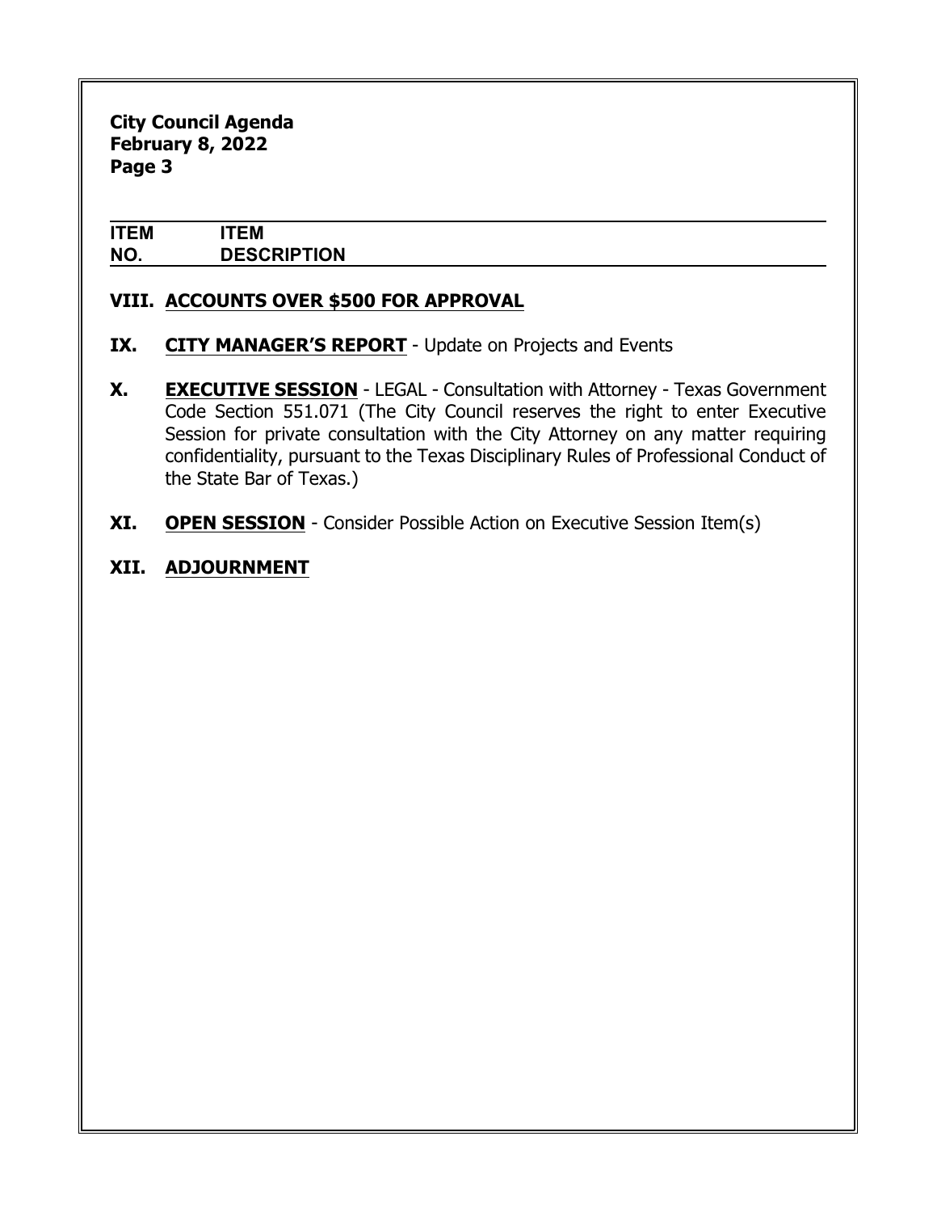**City Council Agenda**
**February 8, 2022**

| ITEM NO. | ITEM DESCRIPTION |
|---|---|

**VIII. ACCOUNTS OVER $500 FOR APPROVAL**

**IX. CITY MANAGER'S REPORT** - Update on Projects and Events

**X. EXECUTIVE SESSION** - LEGAL - Consultation with Attorney - Texas Government Code Section 551.071 (The City Council reserves the right to enter Executive Session for private consultation with the City Attorney on any matter requiring confidentiality, pursuant to the Texas Disciplinary Rules of Professional Conduct of the State Bar of Texas.)

**XI. OPEN SESSION** - Consider Possible Action on Executive Session Item(s)

**XII. ADJOURNMENT**